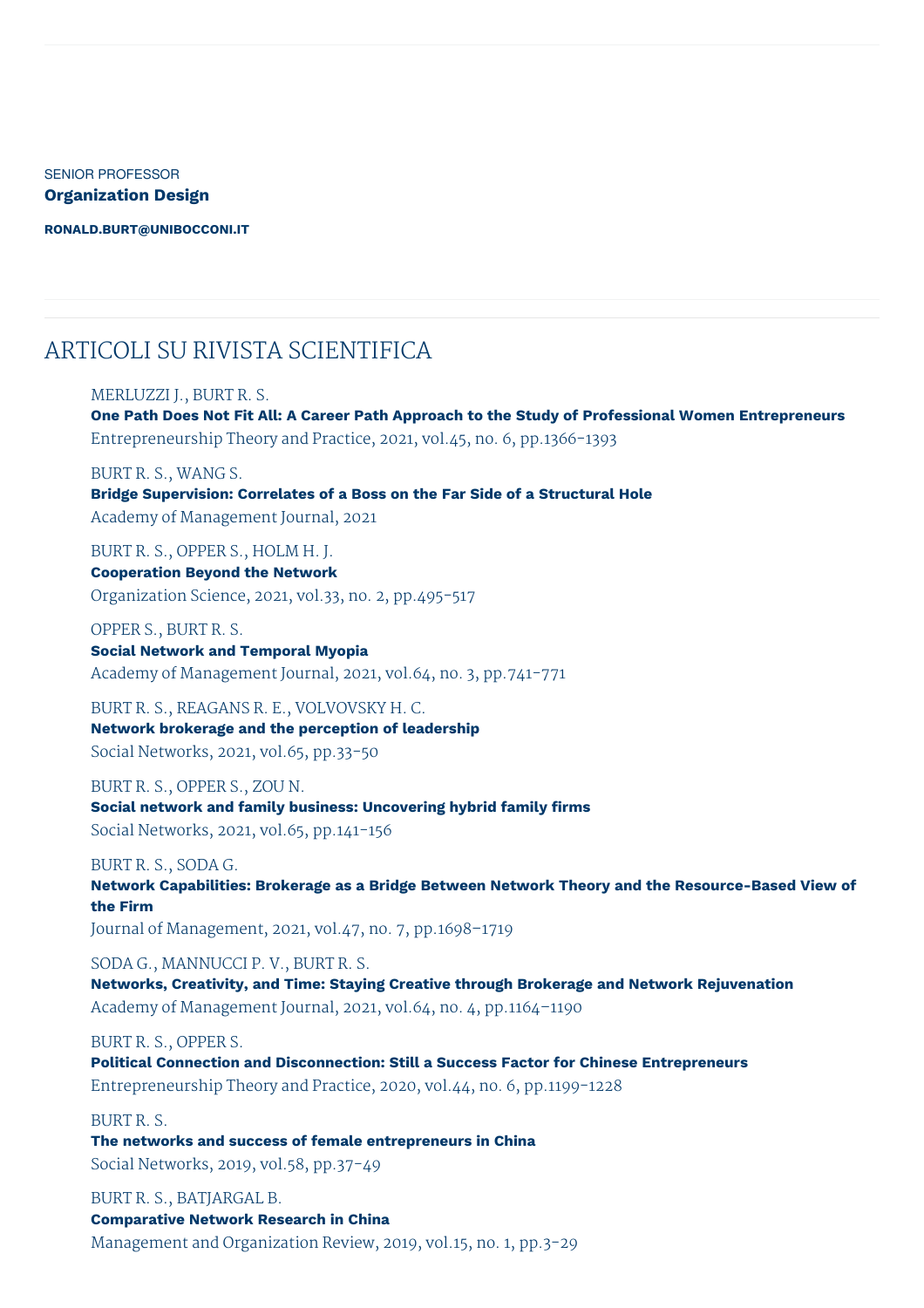SENIOR PROFESSOR

**Organization Design**

**RONALD.BURT@UNIBOCCONI.IT**

# ARTICOLI SU RIVISTA SCIENTIFICA

MERLUZZI J., BURT R. S.
**One Path Does Not Fit All: A Career Path Approach to the Study of Professional Women Entrepreneurs**
Entrepreneurship Theory and Practice, 2021, vol.45, no. 6, pp.1366-1393

BURT R. S., WANG S.
**Bridge Supervision: Correlates of a Boss on the Far Side of a Structural Hole**
Academy of Management Journal, 2021

BURT R. S., OPPER S., HOLM H. J.
**Cooperation Beyond the Network**
Organization Science, 2021, vol.33, no. 2, pp.495-517

OPPER S., BURT R. S.
**Social Network and Temporal Myopia**
Academy of Management Journal, 2021, vol.64, no. 3, pp.741-771

BURT R. S., REAGANS R. E., VOLVOVSKY H. C.
**Network brokerage and the perception of leadership**
Social Networks, 2021, vol.65, pp.33-50

BURT R. S., OPPER S., ZOU N.
**Social network and family business: Uncovering hybrid family firms**
Social Networks, 2021, vol.65, pp.141-156

BURT R. S., SODA G.
**Network Capabilities: Brokerage as a Bridge Between Network Theory and the Resource-Based View of the Firm**
Journal of Management, 2021, vol.47, no. 7, pp.1698–1719

SODA G., MANNUCCI P. V., BURT R. S.
**Networks, Creativity, and Time: Staying Creative through Brokerage and Network Rejuvenation**
Academy of Management Journal, 2021, vol.64, no. 4, pp.1164–1190

BURT R. S., OPPER S.
**Political Connection and Disconnection: Still a Success Factor for Chinese Entrepreneurs**
Entrepreneurship Theory and Practice, 2020, vol.44, no. 6, pp.1199-1228

BURT R. S.
**The networks and success of female entrepreneurs in China**
Social Networks, 2019, vol.58, pp.37-49

BURT R. S., BATJARGAL B.
**Comparative Network Research in China**
Management and Organization Review, 2019, vol.15, no. 1, pp.3-29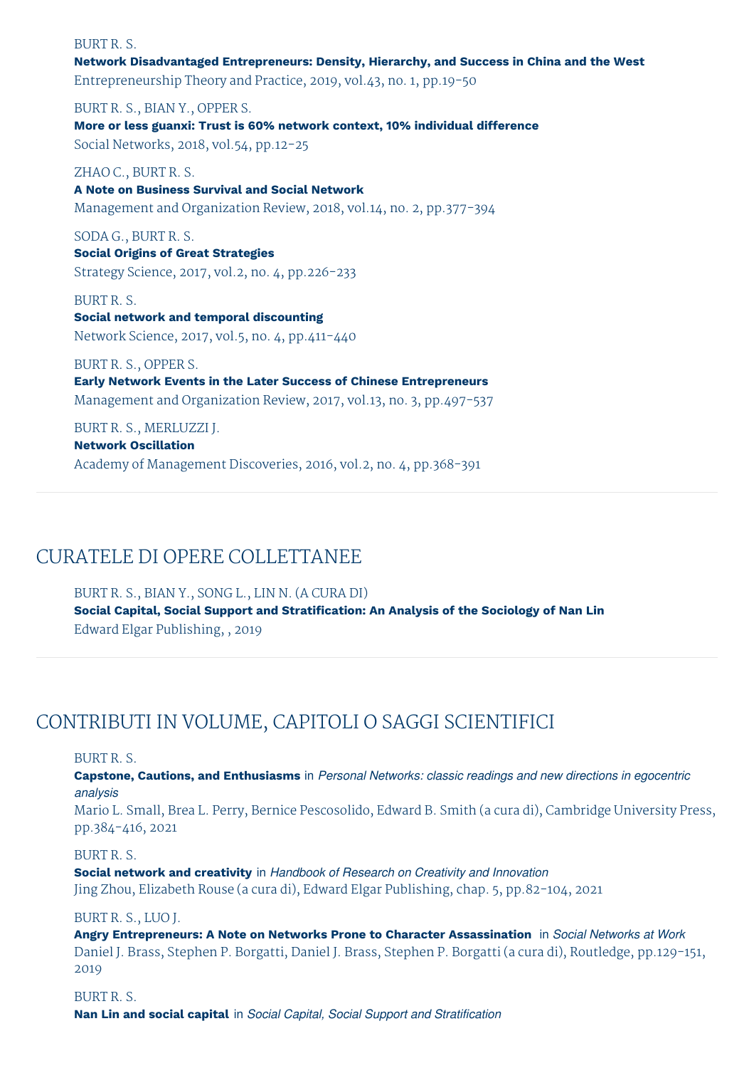BURT R. S.
**Network Disadvantaged Entrepreneurs: Density, Hierarchy, and Success in China and the West**
Entrepreneurship Theory and Practice, 2019, vol.43, no. 1, pp.19-50

BURT R. S., BIAN Y., OPPER S.
**More or less guanxi: Trust is 60% network context, 10% individual difference**
Social Networks, 2018, vol.54, pp.12-25

ZHAO C., BURT R. S.
**A Note on Business Survival and Social Network**
Management and Organization Review, 2018, vol.14, no. 2, pp.377-394

SODA G., BURT R. S.
**Social Origins of Great Strategies**
Strategy Science, 2017, vol.2, no. 4, pp.226-233

BURT R. S.
**Social network and temporal discounting**
Network Science, 2017, vol.5, no. 4, pp.411-440

BURT R. S., OPPER S.
**Early Network Events in the Later Success of Chinese Entrepreneurs**
Management and Organization Review, 2017, vol.13, no. 3, pp.497-537

BURT R. S., MERLUZZI J.
**Network Oscillation**
Academy of Management Discoveries, 2016, vol.2, no. 4, pp.368-391

## CURATELE DI OPERE COLLETTANEE

BURT R. S., BIAN Y., SONG L., LIN N. (A CURA DI)
**Social Capital, Social Support and Stratification: An Analysis of the Sociology of Nan Lin**
Edward Elgar Publishing, , 2019

## CONTRIBUTI IN VOLUME, CAPITOLI O SAGGI SCIENTIFICI

BURT R. S.
**Capstone, Cautions, and Enthusiasms** in *Personal Networks: classic readings and new directions in egocentric analysis*
Mario L. Small, Brea L. Perry, Bernice Pescosolido, Edward B. Smith (a cura di), Cambridge University Press, pp.384-416, 2021

BURT R. S.
**Social network and creativity** in *Handbook of Research on Creativity and Innovation*
Jing Zhou, Elizabeth Rouse (a cura di), Edward Elgar Publishing, chap. 5, pp.82-104, 2021

BURT R. S., LUO J.
**Angry Entrepreneurs: A Note on Networks Prone to Character Assassination** in *Social Networks at Work*
Daniel J. Brass, Stephen P. Borgatti, Daniel J. Brass, Stephen P. Borgatti (a cura di), Routledge, pp.129-151, 2019

BURT R. S.
**Nan Lin and social capital** in *Social Capital, Social Support and Stratification*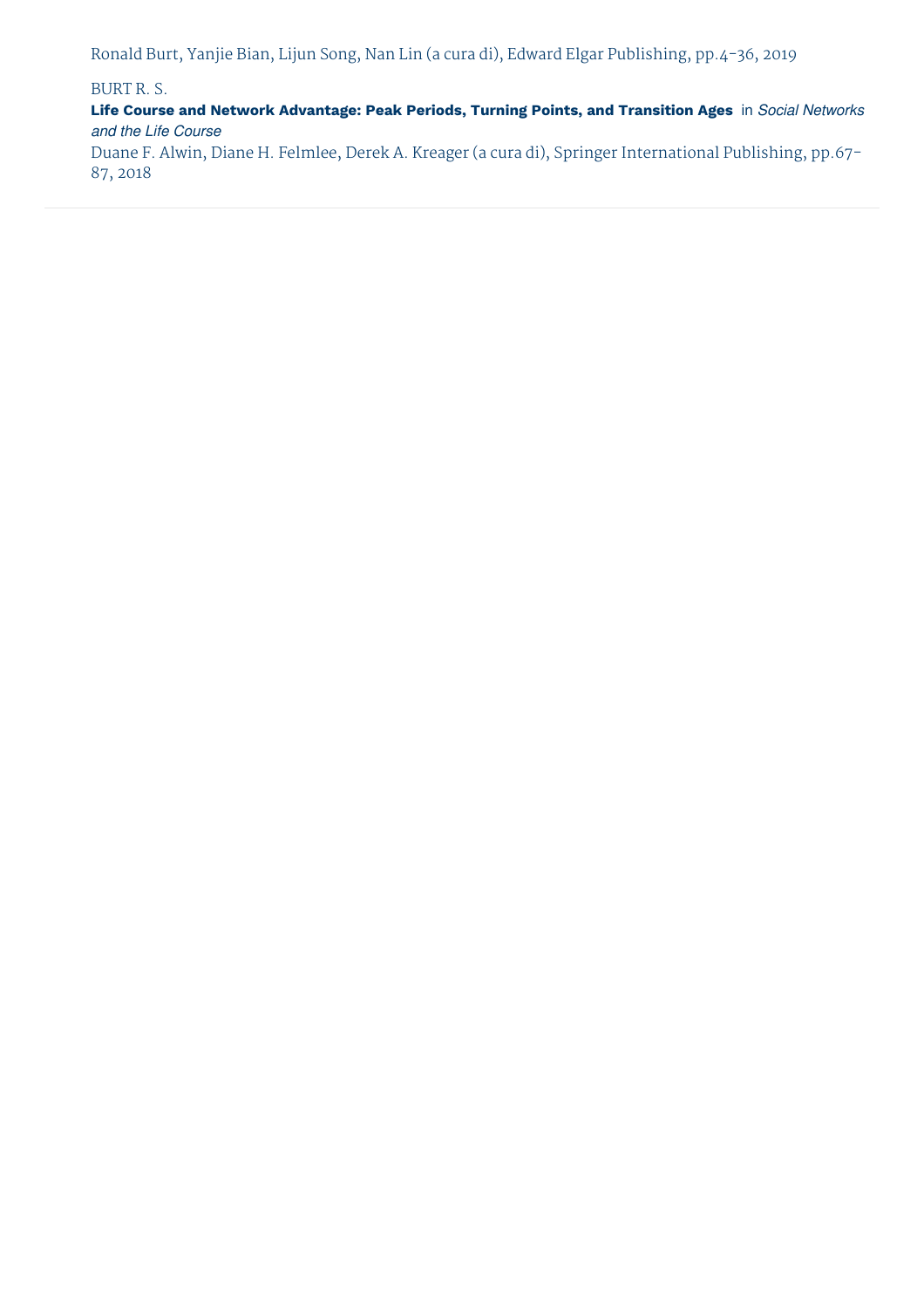Ronald Burt, Yanjie Bian, Lijun Song, Nan Lin (a cura di), Edward Elgar Publishing, pp.4-36, 2019

BURT R. S.

**Life Course and Network Advantage: Peak Periods, Turning Points, and Transition Ages** in *Social Networks and the Life Course*

Duane F. Alwin, Diane H. Felmlee, Derek A. Kreager (a cura di), Springer International Publishing, pp.67-87, 2018